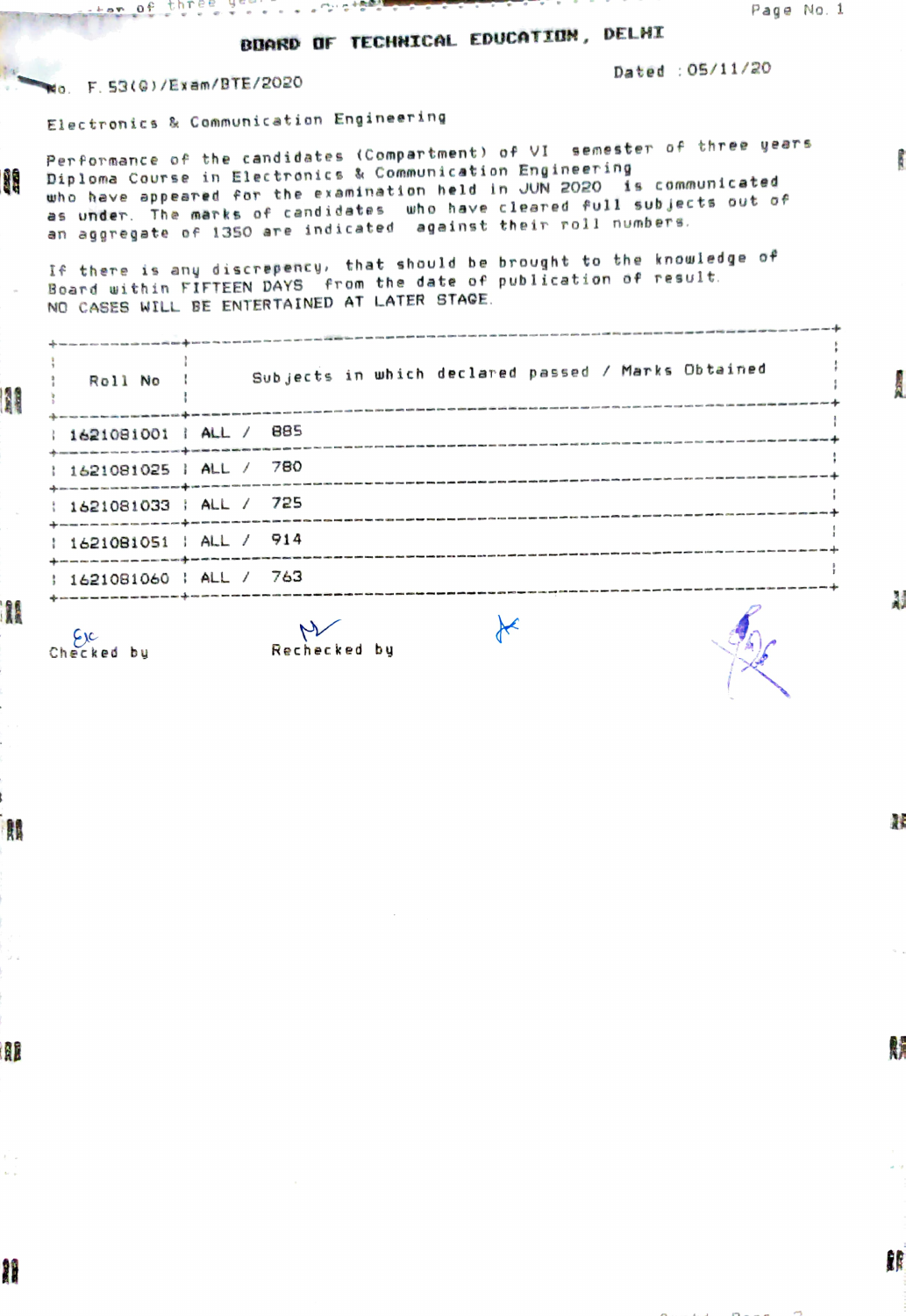# BOARD OF TECHNICAL EDUCATION, DELHI

No. F.53(G)/Exam/BTE/2020

Dated : 05/11/20

Electronics & Communication Engineering

Performance of the candidates (Compartment) of VI semester of three years Diploma Course in Electronics & Communication Engineering who have appeared for the examination held in JUN 2020 is communicated as under. The marks of candidates who have cleared full subjects out of an aggregate of 1350 are indicated against their roll numbers.

If there is any discrepency, that should be brought to the knowledge of Board within FIFTEEN DAYS from the date of publication of result. NO CASES WILL BE ENTERTAINED AT LATER STAGE.

| Roll No | Subjects in which declared passed / Marks Obtained |
|---|---|
| 1621081001 | ALL / 885 |
| 1621081025 | ALL / 780 |
| 1621081033 | ALL / 725 |
| 1621081051 | ALL / 914 |
| 1621081060 | ALL / 763 |

Checked by

Rechecked by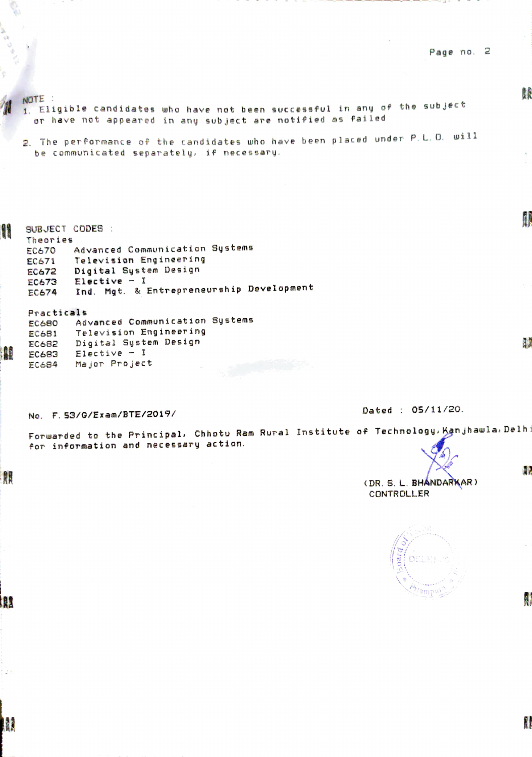NOTE :

1. Eligible candidates who have not been successful in any of the subject or have not appeared in any subject are notified as failed

2. The performance of the candidates who have been placed under P.L.O. will be communicated separately, if necessary.

SUBJECT CODES :

Theories

| | |
|---|---|
| EC670 | Advanced Communication Systems |
| EC671 | Television Engineering |
| EC672 | Digital System Design |
| EC673 | Elective - I |
| EC674 | Ind. Mgt. & Entrepreneurship Development |

Practicals

| | |
|---|---|
| EC680 | Advanced Communication Systems |
| EC681 | Television Engineering |
| EC682 | Digital System Design |
| EC683 | Elective - I |
| EC684 | Major Project |

No. F.53/G/Exam/BTE/2019/

Dated : 05/11/20.

Forwarded to the Principal, Chhotu Ram Rural Institute of Technology, Kanjhawla, Delhi for information and necessary action.

(DR. S. L. BHANDARKAR)
CONTROLLER